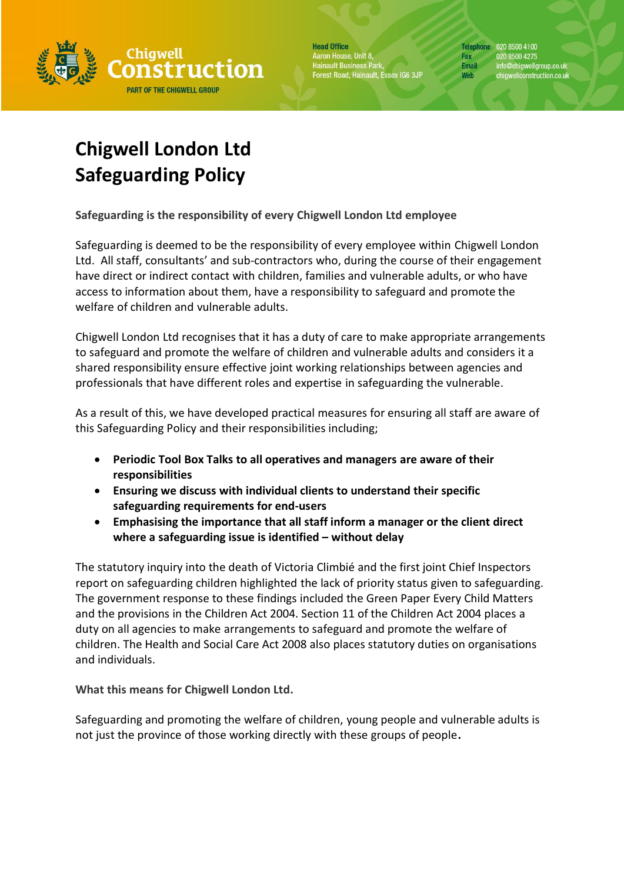Chigwell Construction

PART OF THE CHIGWELL GROUP

**Head Office**
Aaron House, Unit 8,
Hainault Business Park,
Forest Road, Hainault, Essex IG6 3JP

**Telephone** 020 8500 4100
**Fax** 020 8500 4275
**Email** info@chigwellgroup.co.uk
**Web** chigwellconstruction.co.uk

# Chigwell London Ltd
# Safeguarding Policy

**Safeguarding is the responsibility of every Chigwell London Ltd employee**

Safeguarding is deemed to be the responsibility of every employee within Chigwell London Ltd. All staff, consultants' and sub-contractors who, during the course of their engagement have direct or indirect contact with children, families and vulnerable adults, or who have access to information about them, have a responsibility to safeguard and promote the welfare of children and vulnerable adults.

Chigwell London Ltd recognises that it has a duty of care to make appropriate arrangements to safeguard and promote the welfare of children and vulnerable adults and considers it a shared responsibility ensure effective joint working relationships between agencies and professionals that have different roles and expertise in safeguarding the vulnerable.

As a result of this, we have developed practical measures for ensuring all staff are aware of this Safeguarding Policy and their responsibilities including;

- **Periodic Tool Box Talks to all operatives and managers are aware of their responsibilities**
- **Ensuring we discuss with individual clients to understand their specific safeguarding requirements for end-users**
- **Emphasising the importance that all staff inform a manager or the client direct where a safeguarding issue is identified – without delay**

The statutory inquiry into the death of Victoria Climbié and the first joint Chief Inspectors report on safeguarding children highlighted the lack of priority status given to safeguarding. The government response to these findings included the Green Paper Every Child Matters and the provisions in the Children Act 2004. Section 11 of the Children Act 2004 places a duty on all agencies to make arrangements to safeguard and promote the welfare of children. The Health and Social Care Act 2008 also places statutory duties on organisations and individuals.

**What this means for Chigwell London Ltd.**

Safeguarding and promoting the welfare of children, young people and vulnerable adults is not just the province of those working directly with these groups of people.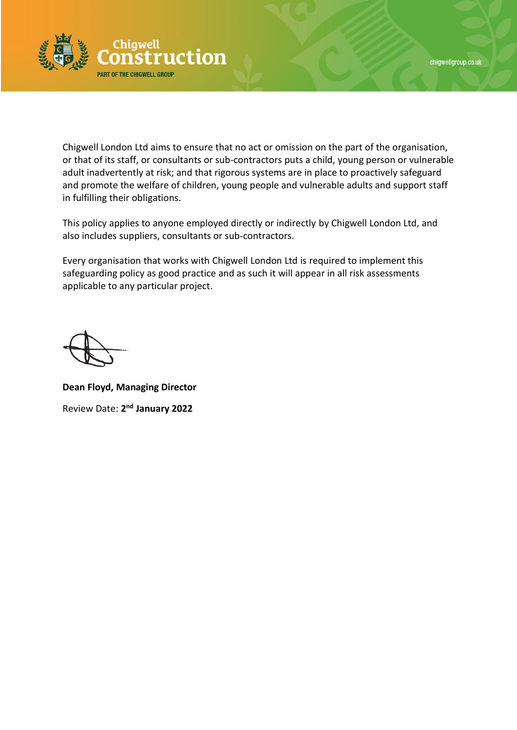Chigwell London Ltd aims to ensure that no act or omission on the part of the organisation, or that of its staff, or consultants or sub-contractors puts a child, young person or vulnerable adult inadvertently at risk; and that rigorous systems are in place to proactively safeguard and promote the welfare of children, young people and vulnerable adults and support staff in fulfilling their obligations.

This policy applies to anyone employed directly or indirectly by Chigwell London Ltd, and also includes suppliers, consultants or sub-contractors.

Every organisation that works with Chigwell London Ltd is required to implement this safeguarding policy as good practice and as such it will appear in all risk assessments applicable to any particular project.

**Dean Floyd, Managing Director**

Review Date: **2nd January 2022**